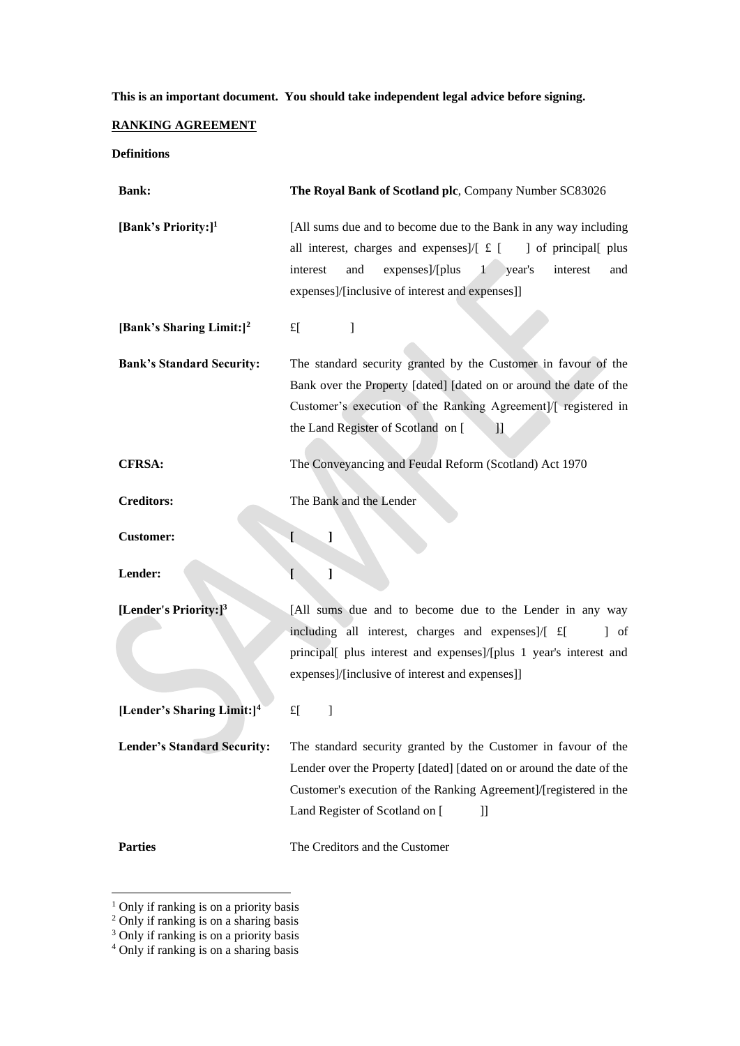**This is an important document. You should take independent legal advice before signing.**

**RANKING AGREEMENT**

**Definitions**

| | |
|---|---|
| **Bank:** | **The Royal Bank of Scotland plc**, Company Number SC83026 |
| **[Bank's Priority:]**[1] | [All sums due and to become due to the Bank in any way including all interest, charges and expenses]/[ £ [ ] of principal[ plus interest and expenses]/[plus 1 year's interest and expenses]/[inclusive of interest and expenses]] |
| **[Bank's Sharing Limit:]**[2] | £[ ] |
| **Bank's Standard Security:** | The standard security granted by the Customer in favour of the Bank over the Property [dated] [dated on or around the date of the Customer's execution of the Ranking Agreement]/[ registered in the Land Register of Scotland on [ ]] |
| **CFRSA:** | The Conveyancing and Feudal Reform (Scotland) Act 1970 |
| **Creditors:** | The Bank and the Lender |
| **Customer:** | **[ ]** |
| **Lender:** | **[ ]** |
| **[Lender's Priority:]**[3] | [All sums due and to become due to the Lender in any way including all interest, charges and expenses]/[ £[ ] of principal[ plus interest and expenses]/[plus 1 year's interest and expenses]/[inclusive of interest and expenses]] |
| **[Lender's Sharing Limit:]**[4] | £[ ] |
| **Lender's Standard Security:** | The standard security granted by the Customer in favour of the Lender over the Property [dated] [dated on or around the date of the Customer's execution of the Ranking Agreement]/[registered in the Land Register of Scotland on [ ]] |
| **Parties** | The Creditors and the Customer |

[1] Only if ranking is on a priority basis
[2] Only if ranking is on a sharing basis
[3] Only if ranking is on a priority basis
[4] Only if ranking is on a sharing basis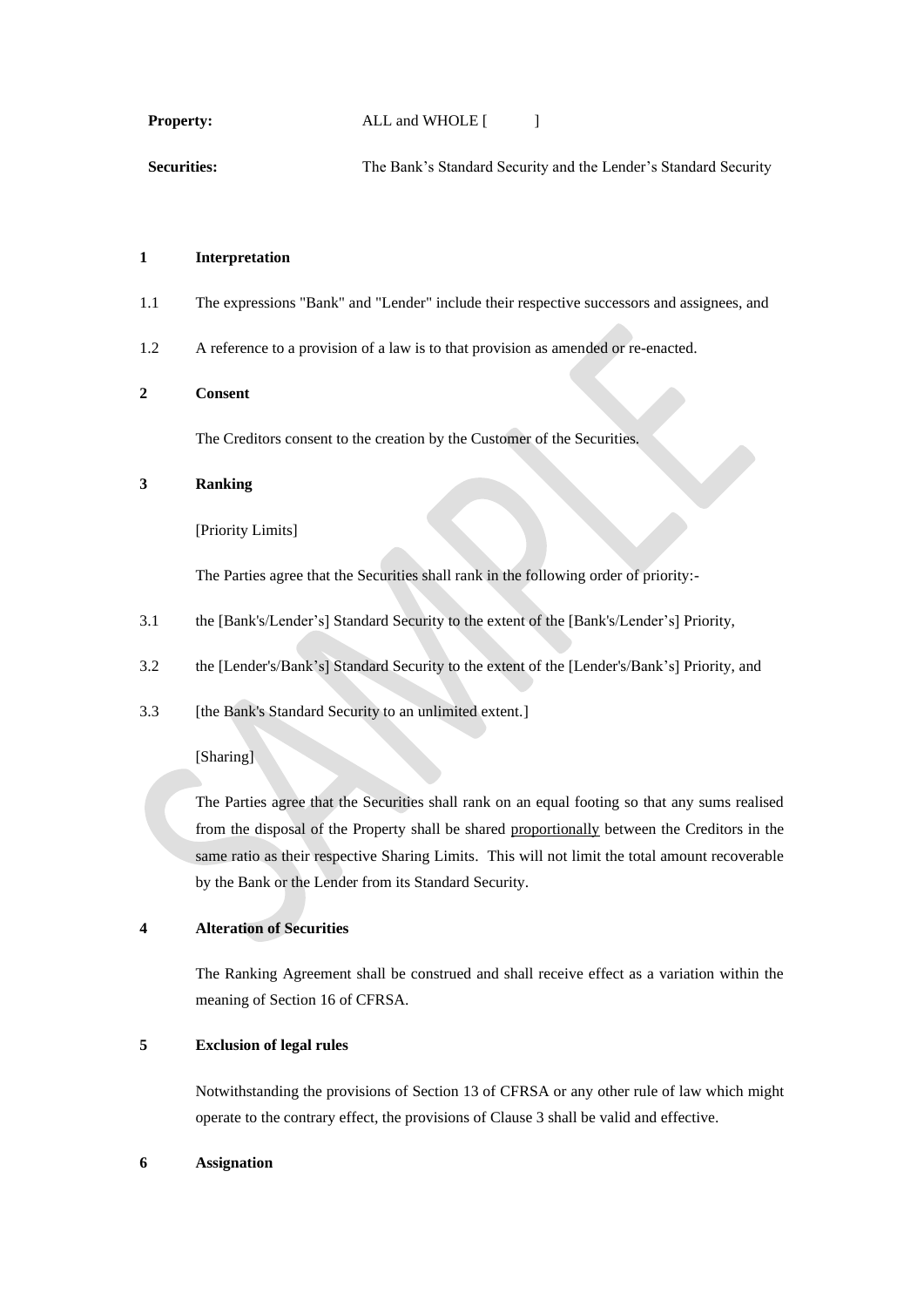**Property:** ALL and WHOLE [ ]

**Securities:** The Bank's Standard Security and the Lender's Standard Security

**1 Interpretation**

1.1 The expressions "Bank" and "Lender" include their respective successors and assignees, and

1.2 A reference to a provision of a law is to that provision as amended or re-enacted.

**2 Consent**

The Creditors consent to the creation by the Customer of the Securities.

**3 Ranking**

[Priority Limits]

The Parties agree that the Securities shall rank in the following order of priority:-

3.1 the [Bank's/Lender's] Standard Security to the extent of the [Bank's/Lender's] Priority,

3.2 the [Lender's/Bank's] Standard Security to the extent of the [Lender's/Bank's] Priority, and

3.3 [the Bank's Standard Security to an unlimited extent.]

[Sharing]

The Parties agree that the Securities shall rank on an equal footing so that any sums realised from the disposal of the Property shall be shared proportionally between the Creditors in the same ratio as their respective Sharing Limits. This will not limit the total amount recoverable by the Bank or the Lender from its Standard Security.

**4 Alteration of Securities**

The Ranking Agreement shall be construed and shall receive effect as a variation within the meaning of Section 16 of CFRSA.

**5 Exclusion of legal rules**

Notwithstanding the provisions of Section 13 of CFRSA or any other rule of law which might operate to the contrary effect, the provisions of Clause 3 shall be valid and effective.

**6 Assignation**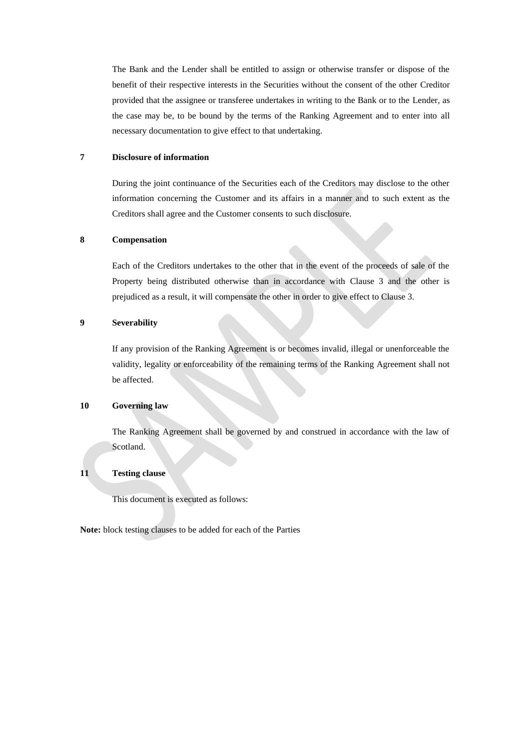The Bank and the Lender shall be entitled to assign or otherwise transfer or dispose of the benefit of their respective interests in the Securities without the consent of the other Creditor provided that the assignee or transferee undertakes in writing to the Bank or to the Lender, as the case may be, to be bound by the terms of the Ranking Agreement and to enter into all necessary documentation to give effect to that undertaking.

**7 Disclosure of information**

During the joint continuance of the Securities each of the Creditors may disclose to the other information concerning the Customer and its affairs in a manner and to such extent as the Creditors shall agree and the Customer consents to such disclosure.

**8 Compensation**

Each of the Creditors undertakes to the other that in the event of the proceeds of sale of the Property being distributed otherwise than in accordance with Clause 3 and the other is prejudiced as a result, it will compensate the other in order to give effect to Clause 3.

**9 Severability**

If any provision of the Ranking Agreement is or becomes invalid, illegal or unenforceable the validity, legality or enforceability of the remaining terms of the Ranking Agreement shall not be affected.

**10 Governing law**

The Ranking Agreement shall be governed by and construed in accordance with the law of Scotland.

**11 Testing clause**

This document is executed as follows:

**Note:** block testing clauses to be added for each of the Parties